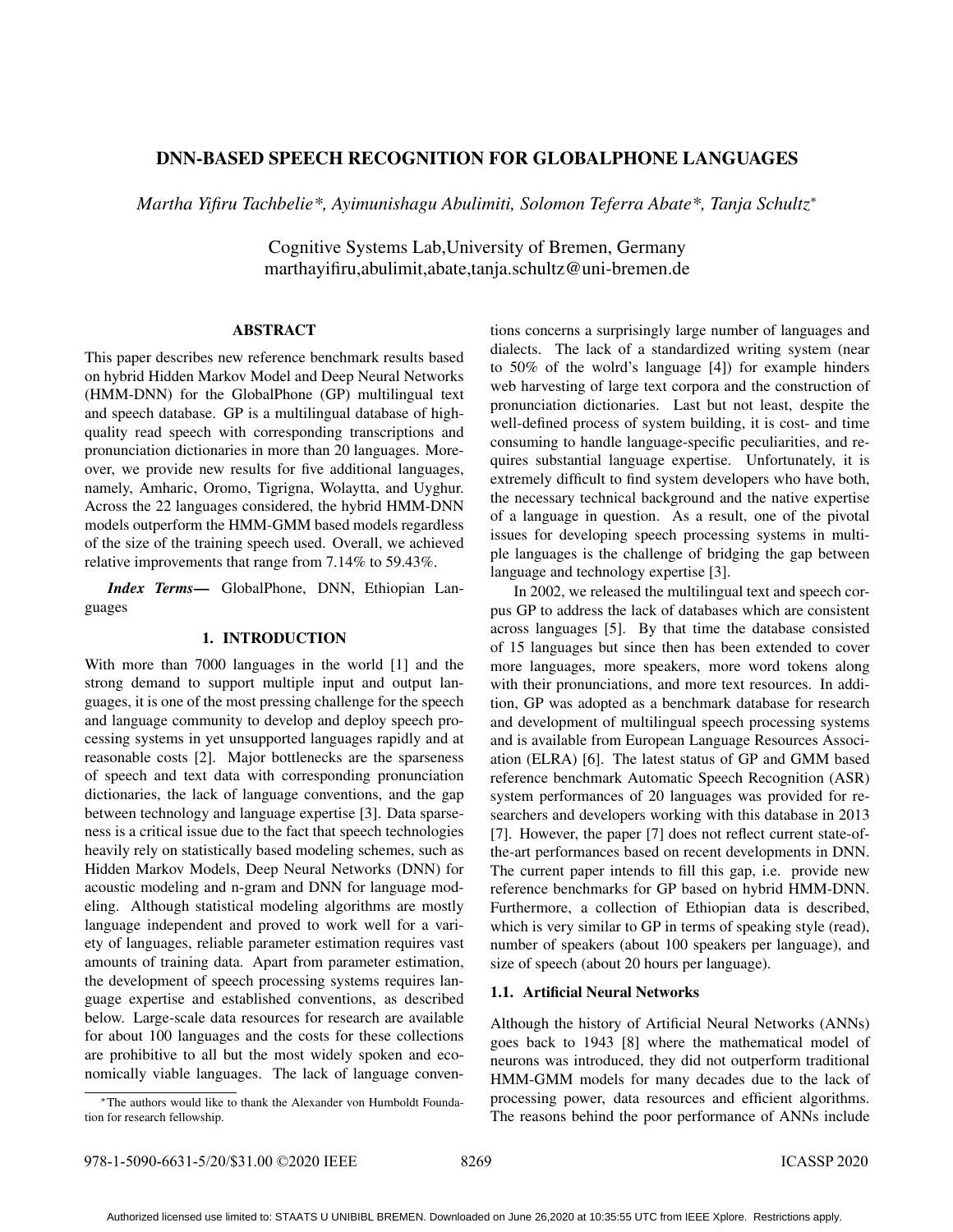# DNN-BASED SPEECH RECOGNITION FOR GLOBALPHONE LANGUAGES

*Martha Yifiru Tachbelie\*, Ayimunishagu Abulimiti, Solomon Teferra Abate\*, Tanja Schultz\**

Cognitive Systems Lab,University of Bremen, Germany
marthayifiru,abulimit,abate,tanja.schultz@uni-bremen.de

## ABSTRACT

This paper describes new reference benchmark results based on hybrid Hidden Markov Model and Deep Neural Networks (HMM-DNN) for the GlobalPhone (GP) multilingual text and speech database. GP is a multilingual database of high-quality read speech with corresponding transcriptions and pronunciation dictionaries in more than 20 languages. Moreover, we provide new results for five additional languages, namely, Amharic, Oromo, Tigrigna, Wolaytta, and Uyghur. Across the 22 languages considered, the hybrid HMM-DNN models outperform the HMM-GMM based models regardless of the size of the training speech used. Overall, we achieved relative improvements that range from 7.14% to 59.43%.

***Index Terms***— GlobalPhone, DNN, Ethiopian Languages

## 1. INTRODUCTION

With more than 7000 languages in the world [1] and the strong demand to support multiple input and output languages, it is one of the most pressing challenge for the speech and language community to develop and deploy speech processing systems in yet unsupported languages rapidly and at reasonable costs [2]. Major bottlenecks are the sparseness of speech and text data with corresponding pronunciation dictionaries, the lack of language conventions, and the gap between technology and language expertise [3]. Data sparseness is a critical issue due to the fact that speech technologies heavily rely on statistically based modeling schemes, such as Hidden Markov Models, Deep Neural Networks (DNN) for acoustic modeling and n-gram and DNN for language modeling. Although statistical modeling algorithms are mostly language independent and proved to work well for a variety of languages, reliable parameter estimation requires vast amounts of training data. Apart from parameter estimation, the development of speech processing systems requires language expertise and established conventions, as described below. Large-scale data resources for research are available for about 100 languages and the costs for these collections are prohibitive to all but the most widely spoken and economically viable languages. The lack of language conventions concerns a surprisingly large number of languages and dialects. The lack of a standardized writing system (near to 50% of the wolrd's language [4]) for example hinders web harvesting of large text corpora and the construction of pronunciation dictionaries. Last but not least, despite the well-defined process of system building, it is cost- and time consuming to handle language-specific peculiarities, and requires substantial language expertise. Unfortunately, it is extremely difficult to find system developers who have both, the necessary technical background and the native expertise of a language in question. As a result, one of the pivotal issues for developing speech processing systems in multiple languages is the challenge of bridging the gap between language and technology expertise [3].

In 2002, we released the multilingual text and speech corpus GP to address the lack of databases which are consistent across languages [5]. By that time the database consisted of 15 languages but since then has been extended to cover more languages, more speakers, more word tokens along with their pronunciations, and more text resources. In addition, GP was adopted as a benchmark database for research and development of multilingual speech processing systems and is available from European Language Resources Association (ELRA) [6]. The latest status of GP and GMM based reference benchmark Automatic Speech Recognition (ASR) system performances of 20 languages was provided for researchers and developers working with this database in 2013 [7]. However, the paper [7] does not reflect current state-of-the-art performances based on recent developments in DNN. The current paper intends to fill this gap, i.e. provide new reference benchmarks for GP based on hybrid HMM-DNN. Furthermore, a collection of Ethiopian data is described, which is very similar to GP in terms of speaking style (read), number of speakers (about 100 speakers per language), and size of speech (about 20 hours per language).

### 1.1. Artificial Neural Networks

Although the history of Artificial Neural Networks (ANNs) goes back to 1943 [8] where the mathematical model of neurons was introduced, they did not outperform traditional HMM-GMM models for many decades due to the lack of processing power, data resources and efficient algorithms. The reasons behind the poor performance of ANNs include

\*The authors would like to thank the Alexander von Humboldt Foundation for research fellowship.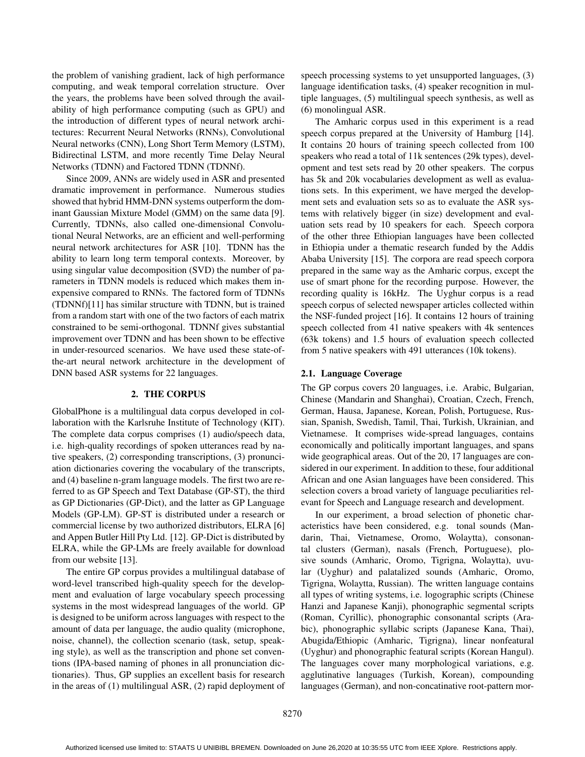the problem of vanishing gradient, lack of high performance computing, and weak temporal correlation structure. Over the years, the problems have been solved through the availability of high performance computing (such as GPU) and the introduction of different types of neural network architectures: Recurrent Neural Networks (RNNs), Convolutional Neural networks (CNN), Long Short Term Memory (LSTM), Bidirectinal LSTM, and more recently Time Delay Neural Networks (TDNN) and Factored TDNN (TDNNf).

Since 2009, ANNs are widely used in ASR and presented dramatic improvement in performance. Numerous studies showed that hybrid HMM-DNN systems outperform the dominant Gaussian Mixture Model (GMM) on the same data [9]. Currently, TDNNs, also called one-dimensional Convolutional Neural Networks, are an efficient and well-performing neural network architectures for ASR [10]. TDNN has the ability to learn long term temporal contexts. Moreover, by using singular value decomposition (SVD) the number of parameters in TDNN models is reduced which makes them inexpensive compared to RNNs. The factored form of TDNNs (TDNNf)[11] has similar structure with TDNN, but is trained from a random start with one of the two factors of each matrix constrained to be semi-orthogonal. TDNNf gives substantial improvement over TDNN and has been shown to be effective in under-resourced scenarios. We have used these state-of-the-art neural network architecture in the development of DNN based ASR systems for 22 languages.

## 2. THE CORPUS

GlobalPhone is a multilingual data corpus developed in collaboration with the Karlsruhe Institute of Technology (KIT). The complete data corpus comprises (1) audio/speech data, i.e. high-quality recordings of spoken utterances read by native speakers, (2) corresponding transcriptions, (3) pronunciation dictionaries covering the vocabulary of the transcripts, and (4) baseline n-gram language models. The first two are referred to as GP Speech and Text Database (GP-ST), the third as GP Dictionaries (GP-Dict), and the latter as GP Language Models (GP-LM). GP-ST is distributed under a research or commercial license by two authorized distributors, ELRA [6] and Appen Butler Hill Pty Ltd. [12]. GP-Dict is distributed by ELRA, while the GP-LMs are freely available for download from our website [13].

The entire GP corpus provides a multilingual database of word-level transcribed high-quality speech for the development and evaluation of large vocabulary speech processing systems in the most widespread languages of the world. GP is designed to be uniform across languages with respect to the amount of data per language, the audio quality (microphone, noise, channel), the collection scenario (task, setup, speaking style), as well as the transcription and phone set conventions (IPA-based naming of phones in all pronunciation dictionaries). Thus, GP supplies an excellent basis for research in the areas of (1) multilingual ASR, (2) rapid deployment of speech processing systems to yet unsupported languages, (3) language identification tasks, (4) speaker recognition in multiple languages, (5) multilingual speech synthesis, as well as (6) monolingual ASR.

The Amharic corpus used in this experiment is a read speech corpus prepared at the University of Hamburg [14]. It contains 20 hours of training speech collected from 100 speakers who read a total of 11k sentences (29k types), development and test sets read by 20 other speakers. The corpus has 5k and 20k vocabularies development as well as evaluations sets. In this experiment, we have merged the development sets and evaluation sets so as to evaluate the ASR systems with relatively bigger (in size) development and evaluation sets read by 10 speakers for each. Speech corpora of the other three Ethiopian languages have been collected in Ethiopia under a thematic research funded by the Addis Ababa University [15]. The corpora are read speech corpora prepared in the same way as the Amharic corpus, except the use of smart phone for the recording purpose. However, the recording quality is 16kHz. The Uyghur corpus is a read speech corpus of selected newspaper articles collected within the NSF-funded project [16]. It contains 12 hours of training speech collected from 41 native speakers with 4k sentences (63k tokens) and 1.5 hours of evaluation speech collected from 5 native speakers with 491 utterances (10k tokens).

### 2.1. Language Coverage

The GP corpus covers 20 languages, i.e. Arabic, Bulgarian, Chinese (Mandarin and Shanghai), Croatian, Czech, French, German, Hausa, Japanese, Korean, Polish, Portuguese, Russian, Spanish, Swedish, Tamil, Thai, Turkish, Ukrainian, and Vietnamese. It comprises wide-spread languages, contains economically and politically important languages, and spans wide geographical areas. Out of the 20, 17 languages are considered in our experiment. In addition to these, four additional African and one Asian languages have been considered. This selection covers a broad variety of language peculiarities relevant for Speech and Language research and development.

In our experiment, a broad selection of phonetic characteristics have been considered, e.g. tonal sounds (Mandarin, Thai, Vietnamese, Oromo, Wolaytta), consonantal clusters (German), nasals (French, Portuguese), plosive sounds (Amharic, Oromo, Tigrigna, Wolaytta), uvular (Uyghur) and palatalized sounds (Amharic, Oromo, Tigrigna, Wolaytta, Russian). The written language contains all types of writing systems, i.e. logographic scripts (Chinese Hanzi and Japanese Kanji), phonographic segmental scripts (Roman, Cyrillic), phonographic consonantal scripts (Arabic), phonographic syllabic scripts (Japanese Kana, Thai), Abugida/Ethiopic (Amharic, Tigrigna), linear nonfeatural (Uyghur) and phonographic featural scripts (Korean Hangul). The languages cover many morphological variations, e.g. agglutinative languages (Turkish, Korean), compounding languages (German), and non-concatinative root-pattern mor-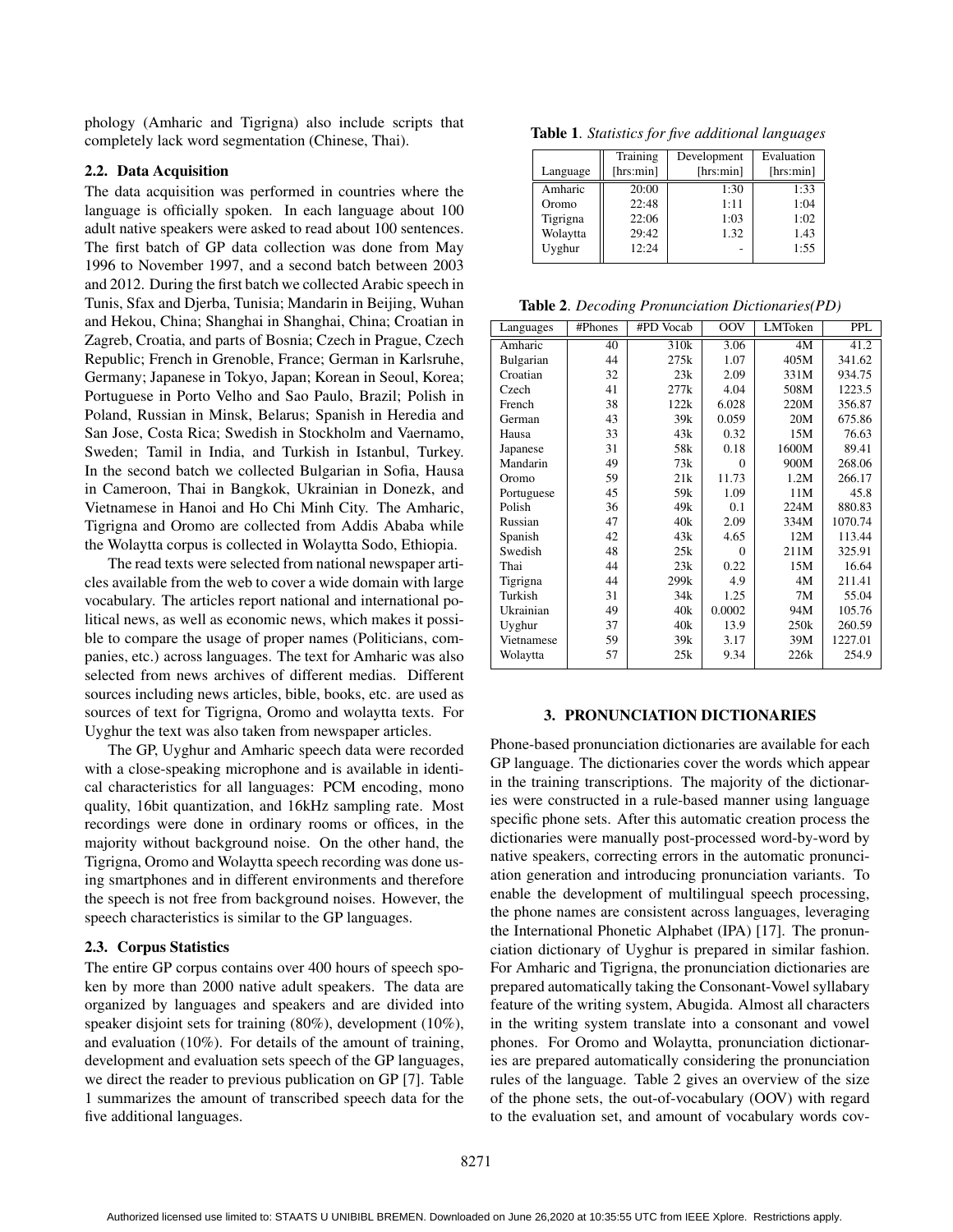phology (Amharic and Tigrigna) also include scripts that completely lack word segmentation (Chinese, Thai).

### 2.2. Data Acquisition

The data acquisition was performed in countries where the language is officially spoken. In each language about 100 adult native speakers were asked to read about 100 sentences. The first batch of GP data collection was done from May 1996 to November 1997, and a second batch between 2003 and 2012. During the first batch we collected Arabic speech in Tunis, Sfax and Djerba, Tunisia; Mandarin in Beijing, Wuhan and Hekou, China; Shanghai in Shanghai, China; Croatian in Zagreb, Croatia, and parts of Bosnia; Czech in Prague, Czech Republic; French in Grenoble, France; German in Karlsruhe, Germany; Japanese in Tokyo, Japan; Korean in Seoul, Korea; Portuguese in Porto Velho and Sao Paulo, Brazil; Polish in Poland, Russian in Minsk, Belarus; Spanish in Heredia and San Jose, Costa Rica; Swedish in Stockholm and Vaernamo, Sweden; Tamil in India, and Turkish in Istanbul, Turkey. In the second batch we collected Bulgarian in Sofia, Hausa in Cameroon, Thai in Bangkok, Ukrainian in Donezk, and Vietnamese in Hanoi and Ho Chi Minh City. The Amharic, Tigrigna and Oromo are collected from Addis Ababa while the Wolaytta corpus is collected in Wolaytta Sodo, Ethiopia.

The read texts were selected from national newspaper articles available from the web to cover a wide domain with large vocabulary. The articles report national and international political news, as well as economic news, which makes it possible to compare the usage of proper names (Politicians, companies, etc.) across languages. The text for Amharic was also selected from news archives of different medias. Different sources including news articles, bible, books, etc. are used as sources of text for Tigrigna, Oromo and wolaytta texts. For Uyghur the text was also taken from newspaper articles.

The GP, Uyghur and Amharic speech data were recorded with a close-speaking microphone and is available in identical characteristics for all languages: PCM encoding, mono quality, 16bit quantization, and 16kHz sampling rate. Most recordings were done in ordinary rooms or offices, in the majority without background noise. On the other hand, the Tigrigna, Oromo and Wolaytta speech recording was done using smartphones and in different environments and therefore the speech is not free from background noises. However, the speech characteristics is similar to the GP languages.

### 2.3. Corpus Statistics

The entire GP corpus contains over 400 hours of speech spoken by more than 2000 native adult speakers. The data are organized by languages and speakers and are divided into speaker disjoint sets for training (80%), development (10%), and evaluation (10%). For details of the amount of training, development and evaluation sets speech of the GP languages, we direct the reader to previous publication on GP [7]. Table 1 summarizes the amount of transcribed speech data for the five additional languages.

**Table 1**. *Statistics for five additional languages*

| Language | Training [hrs:min] | Development [hrs:min] | Evaluation [hrs:min] |
|---|---|---|---|
| Amharic | 20:00 | 1:30 | 1:33 |
| Oromo | 22:48 | 1:11 | 1:04 |
| Tigrigna | 22:06 | 1:03 | 1:02 |
| Wolaytta | 29:42 | 1.32 | 1.43 |
| Uyghur | 12:24 | - | 1:55 |

**Table 2**. *Decoding Pronunciation Dictionaries(PD)*

| Languages | #Phones | #PD Vocab | OOV | LMToken | PPL |
|---|---|---|---|---|---|
| Amharic | 40 | 310k | 3.06 | 4M | 41.2 |
| Bulgarian | 44 | 275k | 1.07 | 405M | 341.62 |
| Croatian | 32 | 23k | 2.09 | 331M | 934.75 |
| Czech | 41 | 277k | 4.04 | 508M | 1223.5 |
| French | 38 | 122k | 6.028 | 220M | 356.87 |
| German | 43 | 39k | 0.059 | 20M | 675.86 |
| Hausa | 33 | 43k | 0.32 | 15M | 76.63 |
| Japanese | 31 | 58k | 0.18 | 1600M | 89.41 |
| Mandarin | 49 | 73k | 0 | 900M | 268.06 |
| Oromo | 59 | 21k | 11.73 | 1.2M | 266.17 |
| Portuguese | 45 | 59k | 1.09 | 11M | 45.8 |
| Polish | 36 | 49k | 0.1 | 224M | 880.83 |
| Russian | 47 | 40k | 2.09 | 334M | 1070.74 |
| Spanish | 42 | 43k | 4.65 | 12M | 113.44 |
| Swedish | 48 | 25k | 0 | 211M | 325.91 |
| Thai | 44 | 23k | 0.22 | 15M | 16.64 |
| Tigrigna | 44 | 299k | 4.9 | 4M | 211.41 |
| Turkish | 31 | 34k | 1.25 | 7M | 55.04 |
| Ukrainian | 49 | 40k | 0.0002 | 94M | 105.76 |
| Uyghur | 37 | 40k | 13.9 | 250k | 260.59 |
| Vietnamese | 59 | 39k | 3.17 | 39M | 1227.01 |
| Wolaytta | 57 | 25k | 9.34 | 226k | 254.9 |

## 3. PRONUNCIATION DICTIONARIES

Phone-based pronunciation dictionaries are available for each GP language. The dictionaries cover the words which appear in the training transcriptions. The majority of the dictionaries were constructed in a rule-based manner using language specific phone sets. After this automatic creation process the dictionaries were manually post-processed word-by-word by native speakers, correcting errors in the automatic pronunciation generation and introducing pronunciation variants. To enable the development of multilingual speech processing, the phone names are consistent across languages, leveraging the International Phonetic Alphabet (IPA) [17]. The pronunciation dictionary of Uyghur is prepared in similar fashion. For Amharic and Tigrigna, the pronunciation dictionaries are prepared automatically taking the Consonant-Vowel syllabary feature of the writing system, Abugida. Almost all characters in the writing system translate into a consonant and vowel phones. For Oromo and Wolaytta, pronunciation dictionaries are prepared automatically considering the pronunciation rules of the language. Table 2 gives an overview of the size of the phone sets, the out-of-vocabulary (OOV) with regard to the evaluation set, and amount of vocabulary words cov-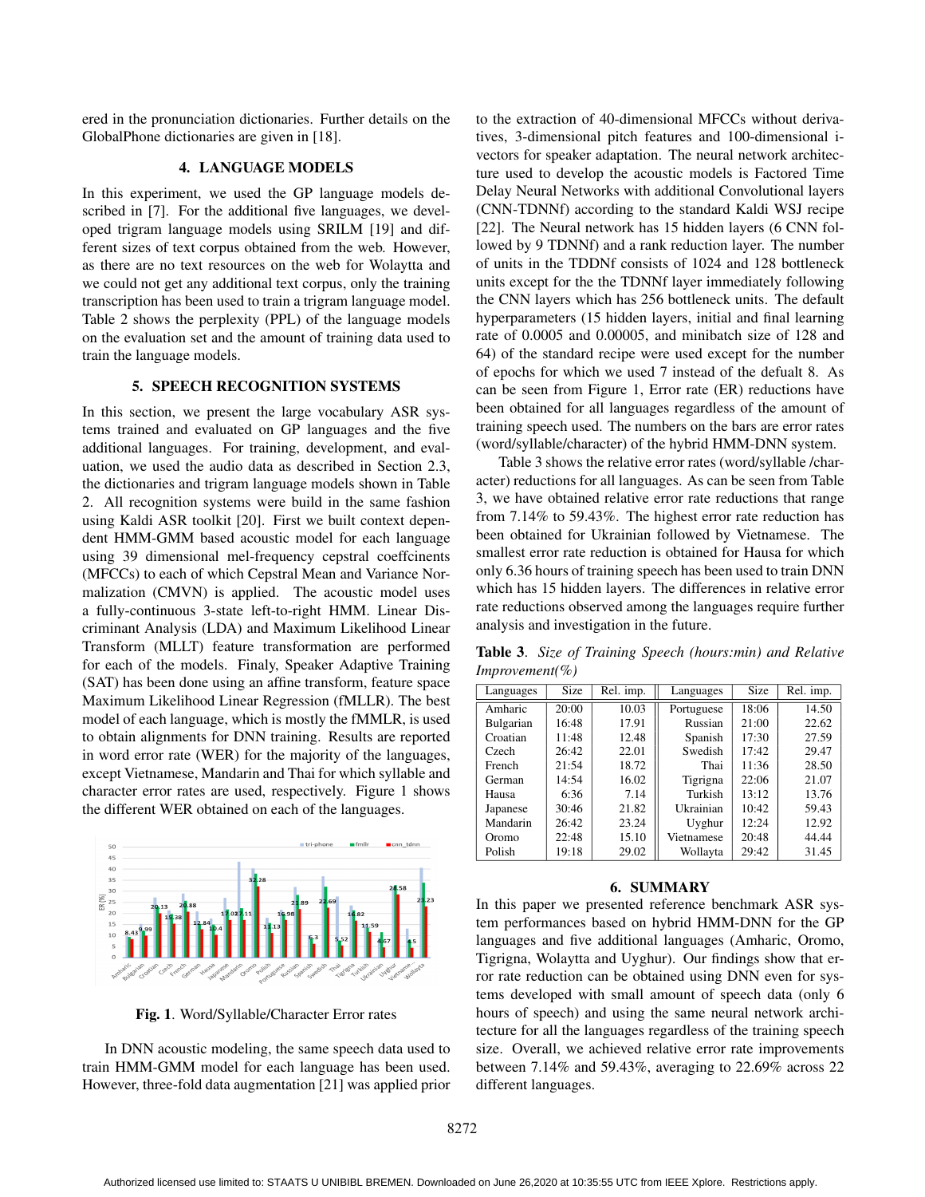ered in the pronunciation dictionaries. Further details on the GlobalPhone dictionaries are given in [18].

## 4. LANGUAGE MODELS

In this experiment, we used the GP language models described in [7]. For the additional five languages, we developed trigram language models using SRILM [19] and different sizes of text corpus obtained from the web. However, as there are no text resources on the web for Wolaytta and we could not get any additional text corpus, only the training transcription has been used to train a trigram language model. Table 2 shows the perplexity (PPL) of the language models on the evaluation set and the amount of training data used to train the language models.

## 5. SPEECH RECOGNITION SYSTEMS

In this section, we present the large vocabulary ASR systems trained and evaluated on GP languages and the five additional languages. For training, development, and evaluation, we used the audio data as described in Section 2.3, the dictionaries and trigram language models shown in Table 2. All recognition systems were build in the same fashion using Kaldi ASR toolkit [20]. First we built context dependent HMM-GMM based acoustic model for each language using 39 dimensional mel-frequency cepstral coeffcinents (MFCCs) to each of which Cepstral Mean and Variance Normalization (CMVN) is applied. The acoustic model uses a fully-continuous 3-state left-to-right HMM. Linear Discriminant Analysis (LDA) and Maximum Likelihood Linear Transform (MLLT) feature transformation are performed for each of the models. Finaly, Speaker Adaptive Training (SAT) has been done using an affine transform, feature space Maximum Likelihood Linear Regression (fMLLR). The best model of each language, which is mostly the fMLLR, is used to obtain alignments for DNN training. Results are reported in word error rate (WER) for the majority of the languages, except Vietnamese, Mandarin and Thai for which syllable and character error rates are used, respectively. Figure 1 shows the different WER obtained on each of the languages.

**Fig. 1**. Word/Syllable/Character Error rates

In DNN acoustic modeling, the same speech data used to train HMM-GMM model for each language has been used. However, three-fold data augmentation [21] was applied prior to the extraction of 40-dimensional MFCCs without derivatives, 3-dimensional pitch features and 100-dimensional i-vectors for speaker adaptation. The neural network architecture used to develop the acoustic models is Factored Time Delay Neural Networks with additional Convolutional layers (CNN-TDNNf) according to the standard Kaldi WSJ recipe [22]. The Neural network has 15 hidden layers (6 CNN followed by 9 TDNNf) and a rank reduction layer. The number of units in the TDDNf consists of 1024 and 128 bottleneck units except for the the TDNNf layer immediately following the CNN layers which has 256 bottleneck units. The default hyperparameters (15 hidden layers, initial and final learning rate of 0.0005 and 0.00005, and minibatch size of 128 and 64) of the standard recipe were used except for the number of epochs for which we used 7 instead of the defualt 8. As can be seen from Figure 1, Error rate (ER) reductions have been obtained for all languages regardless of the amount of training speech used. The numbers on the bars are error rates (word/syllable/character) of the hybrid HMM-DNN system.

Table 3 shows the relative error rates (word/syllable /character) reductions for all languages. As can be seen from Table 3, we have obtained relative error rate reductions that range from 7.14% to 59.43%. The highest error rate reduction has been obtained for Ukrainian followed by Vietnamese. The smallest error rate reduction is obtained for Hausa for which only 6.36 hours of training speech has been used to train DNN which has 15 hidden layers. The differences in relative error rate reductions observed among the languages require further analysis and investigation in the future.

**Table 3**. *Size of Training Speech (hours:min) and Relative Improvement(%)*

| Languages | Size | Rel. imp. | Languages | Size | Rel. imp. |
|---|---|---|---|---|---|
| Amharic | 20:00 | 10.03 | Portuguese | 18:06 | 14.50 |
| Bulgarian | 16:48 | 17.91 | Russian | 21:00 | 22.62 |
| Croatian | 11:48 | 12.48 | Spanish | 17:30 | 27.59 |
| Czech | 26:42 | 22.01 | Swedish | 17:42 | 29.47 |
| French | 21:54 | 18.72 | Thai | 11:36 | 28.50 |
| German | 14:54 | 16.02 | Tigrigna | 22:06 | 21.07 |
| Hausa | 6:36 | 7.14 | Turkish | 13:12 | 13.76 |
| Japanese | 30:46 | 21.82 | Ukrainian | 10:42 | 59.43 |
| Mandarin | 26:42 | 23.24 | Uyghur | 12:24 | 12.92 |
| Oromo | 22:48 | 15.10 | Vietnamese | 20:48 | 44.44 |
| Polish | 19:18 | 29.02 | Wollayta | 29:42 | 31.45 |

## 6. SUMMARY

In this paper we presented reference benchmark ASR system performances based on hybrid HMM-DNN for the GP languages and five additional languages (Amharic, Oromo, Tigrigna, Wolaytta and Uyghur). Our findings show that error rate reduction can be obtained using DNN even for systems developed with small amount of speech data (only 6 hours of speech) and using the same neural network architecture for all the languages regardless of the training speech size. Overall, we achieved relative error rate improvements between 7.14% and 59.43%, averaging to 22.69% across 22 different languages.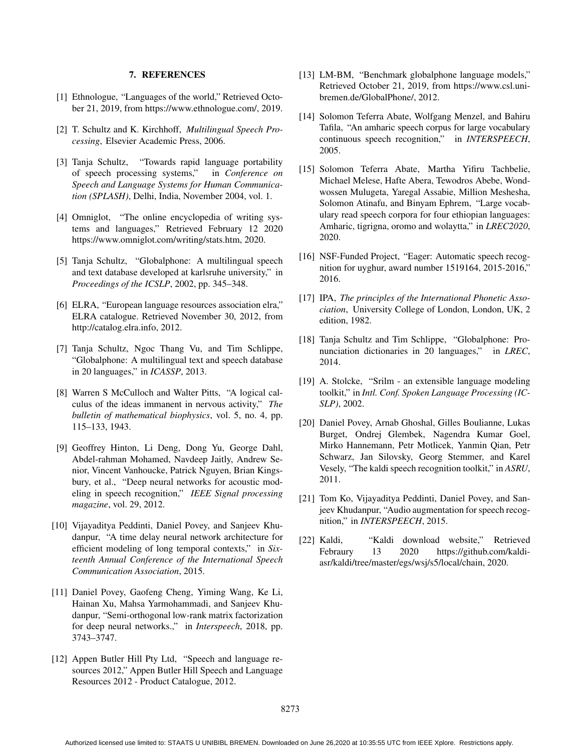## 7. REFERENCES

[1] Ethnologue, "Languages of the world," Retrieved October 21, 2019, from https://www.ethnologue.com/, 2019.

[2] T. Schultz and K. Kirchhoff, *Multilingual Speech Processing*, Elsevier Academic Press, 2006.

[3] Tanja Schultz, "Towards rapid language portability of speech processing systems," in *Conference on Speech and Language Systems for Human Communication (SPLASH)*, Delhi, India, November 2004, vol. 1.

[4] Omniglot, "The online encyclopedia of writing systems and languages," Retrieved February 12 2020 https://www.omniglot.com/writing/stats.htm, 2020.

[5] Tanja Schultz, "Globalphone: A multilingual speech and text database developed at karlsruhe university," in *Proceedings of the ICSLP*, 2002, pp. 345–348.

[6] ELRA, "European language resources association elra," ELRA catalogue. Retrieved November 30, 2012, from http://catalog.elra.info, 2012.

[7] Tanja Schultz, Ngoc Thang Vu, and Tim Schlippe, "Globalphone: A multilingual text and speech database in 20 languages," in *ICASSP*, 2013.

[8] Warren S McCulloch and Walter Pitts, "A logical calculus of the ideas immanent in nervous activity," *The bulletin of mathematical biophysics*, vol. 5, no. 4, pp. 115–133, 1943.

[9] Geoffrey Hinton, Li Deng, Dong Yu, George Dahl, Abdel-rahman Mohamed, Navdeep Jaitly, Andrew Senior, Vincent Vanhoucke, Patrick Nguyen, Brian Kingsbury, et al., "Deep neural networks for acoustic modeling in speech recognition," *IEEE Signal processing magazine*, vol. 29, 2012.

[10] Vijayaditya Peddinti, Daniel Povey, and Sanjeev Khudanpur, "A time delay neural network architecture for efficient modeling of long temporal contexts," in *Sixteenth Annual Conference of the International Speech Communication Association*, 2015.

[11] Daniel Povey, Gaofeng Cheng, Yiming Wang, Ke Li, Hainan Xu, Mahsa Yarmohammadi, and Sanjeev Khudanpur, "Semi-orthogonal low-rank matrix factorization for deep neural networks.," in *Interspeech*, 2018, pp. 3743–3747.

[12] Appen Butler Hill Pty Ltd, "Speech and language resources 2012," Appen Butler Hill Speech and Language Resources 2012 - Product Catalogue, 2012.

[13] LM-BM, "Benchmark globalphone language models," Retrieved October 21, 2019, from https://www.csl.uni-bremen.de/GlobalPhone/, 2012.

[14] Solomon Teferra Abate, Wolfgang Menzel, and Bahiru Tafila, "An amharic speech corpus for large vocabulary continuous speech recognition," in *INTERSPEECH*, 2005.

[15] Solomon Teferra Abate, Martha Yifiru Tachbelie, Michael Melese, Hafte Abera, Tewodros Abebe, Wondwossen Mulugeta, Yaregal Assabie, Million Meshesha, Solomon Atinafu, and Binyam Ephrem, "Large vocabulary read speech corpora for four ethiopian languages: Amharic, tigrigna, oromo and wolaytta," in *LREC2020*, 2020.

[16] NSF-Funded Project, "Eager: Automatic speech recognition for uyghur, award number 1519164, 2015-2016," 2016.

[17] IPA, *The principles of the International Phonetic Association*, University College of London, London, UK, 2 edition, 1982.

[18] Tanja Schultz and Tim Schlippe, "Globalphone: Pronunciation dictionaries in 20 languages," in *LREC*, 2014.

[19] A. Stolcke, "Srilm - an extensible language modeling toolkit," in *Intl. Conf. Spoken Language Processing (ICSLP)*, 2002.

[20] Daniel Povey, Arnab Ghoshal, Gilles Boulianne, Lukas Burget, Ondrej Glembek, Nagendra Kumar Goel, Mirko Hannemann, Petr Motlicek, Yanmin Qian, Petr Schwarz, Jan Silovsky, Georg Stemmer, and Karel Vesely, "The kaldi speech recognition toolkit," in *ASRU*, 2011.

[21] Tom Ko, Vijayaditya Peddinti, Daniel Povey, and Sanjeev Khudanpur, "Audio augmentation for speech recognition," in *INTERSPEECH*, 2015.

[22] Kaldi, "Kaldi download website," Retrieved Febraury 13 2020 https://github.com/kaldi-asr/kaldi/tree/master/egs/wsj/s5/local/chain, 2020.

Authorized licensed use limited to: STAATS U UNIBIBL BREMEN. Downloaded on June 26,2020 at 10:35:55 UTC from IEEE Xplore. Restrictions apply.